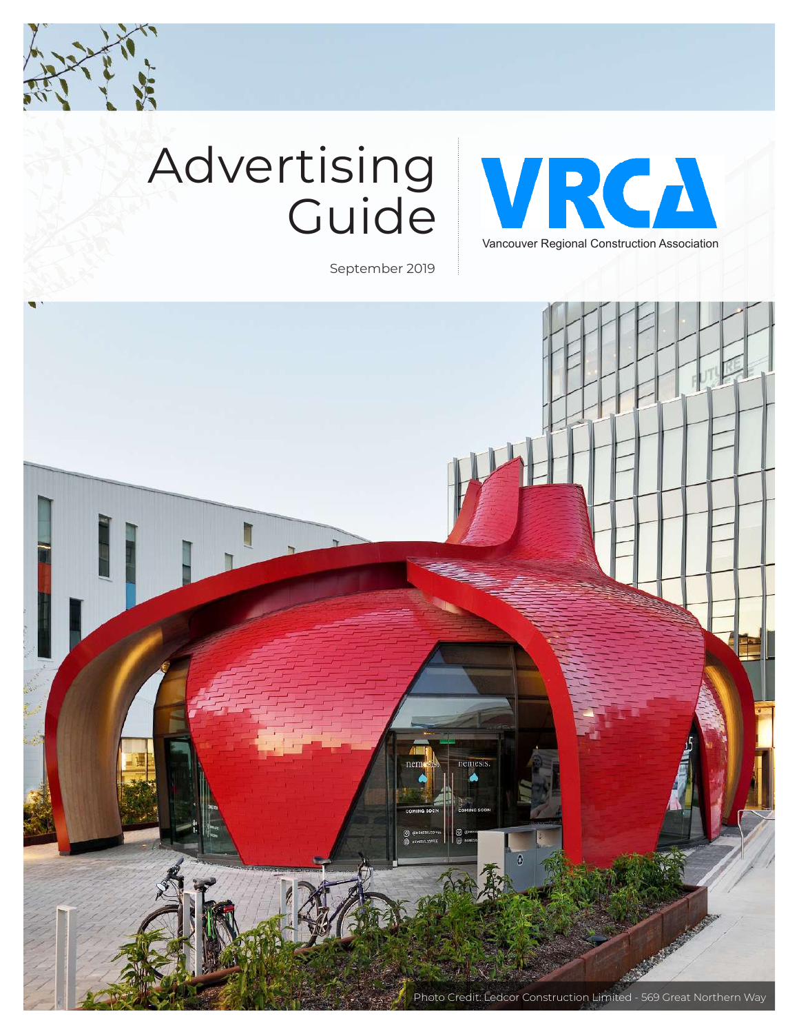# Advertising Guide

VRCA

Vancouver Regional Construction Association

September 2019

Photo Credit: Ledcor Construction Limited - 569 Great Northern Way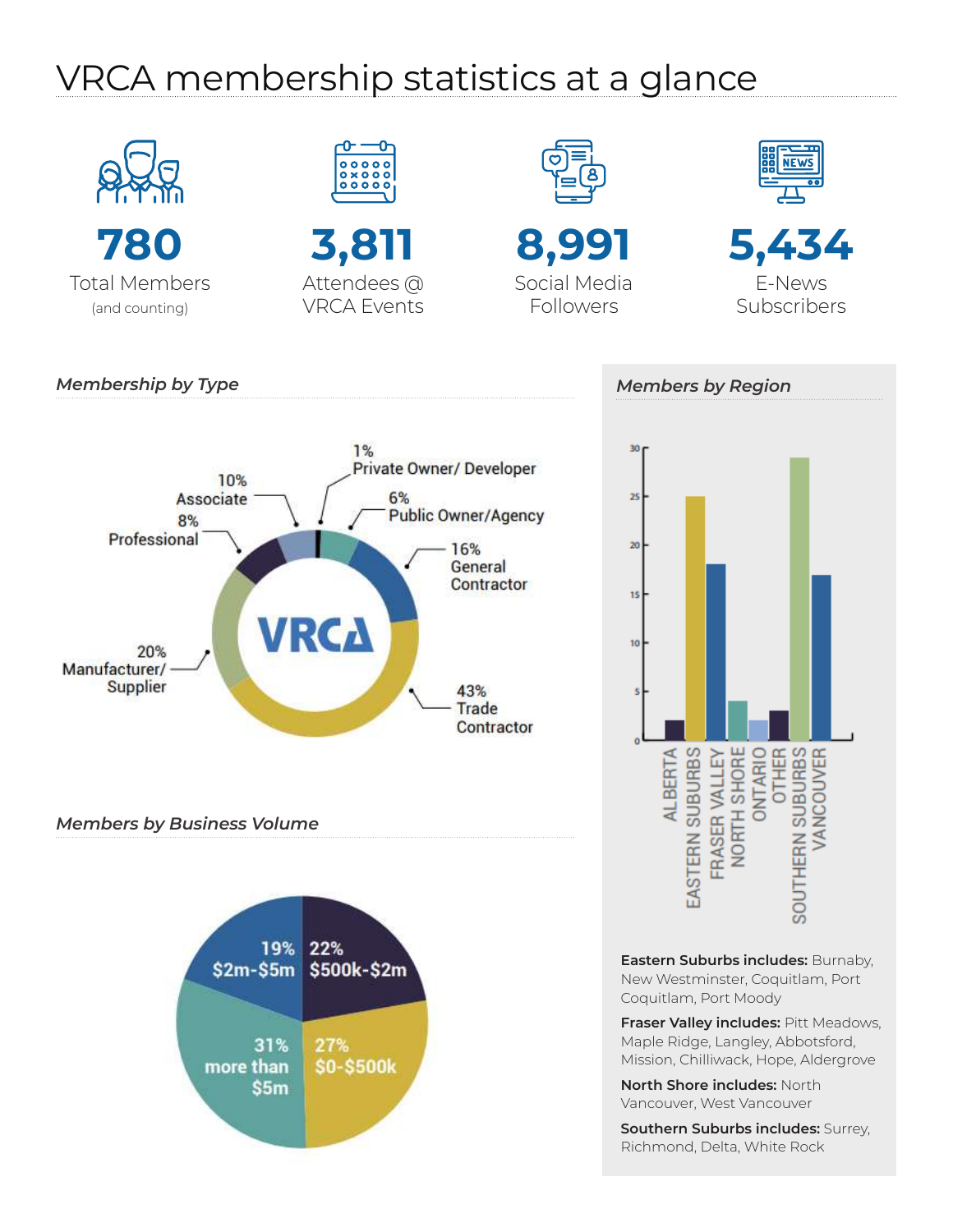# VRCA membership statistics at a glance

**780**
Total Members
(and counting)

**3,811**
Attendees @ VRCA Events

**8,991**
Social Media Followers

**5,434**
E-News Subscribers

### *Membership by Type*

- 1% Private Owner/ Developer
- 6% Public Owner/Agency
- 16% General Contractor
- 43% Trade Contractor
- 20% Manufacturer/ Supplier
- 8% Professional
- 10% Associate

VRCA

### *Members by Business Volume*

- 22% $500k-$2m
- 27% $0-$500k
- 31% more than $5m
- 19% $2m-$5m

### *Members by Region*

| Region | Members |
|---|---|
| ALBERTA | 2 |
| EASTERN SUBURBS | 25 |
| FRASER VALLEY | 18 |
| NORTH SHORE | 4 |
| ONTARIO | 2 |
| OTHER | 3 |
| SOUTHERN SUBURBS | 29 |
| VANCOUVER | 17 |

**Eastern Suburbs includes:** Burnaby, New Westminster, Coquitlam, Port Coquitlam, Port Moody

**Fraser Valley includes:** Pitt Meadows, Maple Ridge, Langley, Abbotsford, Mission, Chilliwack, Hope, Aldergrove

**North Shore includes:** North Vancouver, West Vancouver

**Southern Suburbs includes:** Surrey, Richmond, Delta, White Rock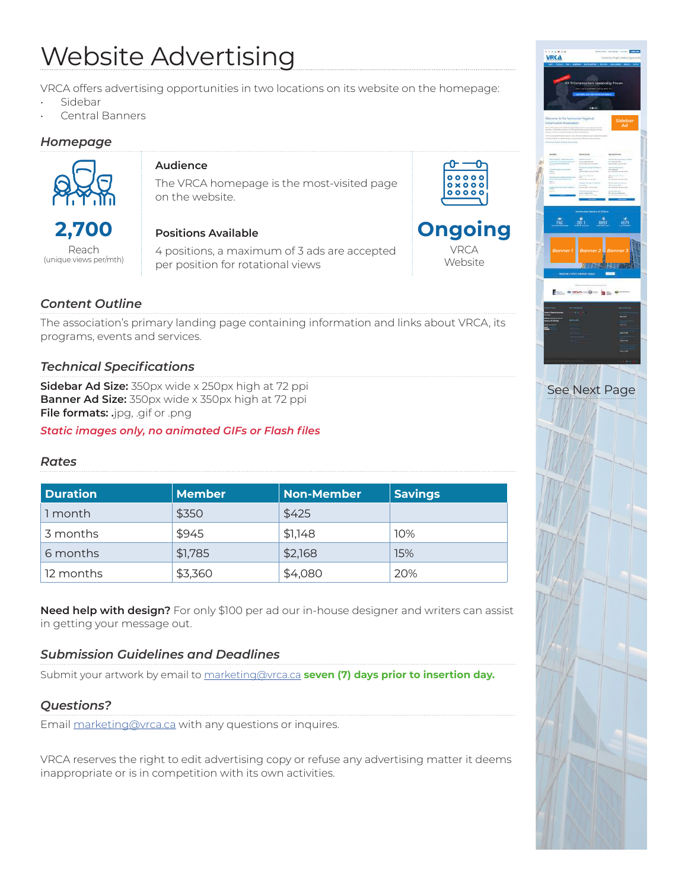# Website Advertising

VRCA offers advertising opportunities in two locations on its website on the homepage:

- Sidebar
- Central Banners

## *Homepage*

**2,700**

Reach
(unique views per/mth)

**Audience**

The VRCA homepage is the most-visited page on the website.

**Positions Available**

4 positions, a maximum of 3 ads are accepted per position for rotational views

**Ongoing**

VRCA Website

## *Content Outline*

The association's primary landing page containing information and links about VRCA, its programs, events and services.

## *Technical Specifications*

**Sidebar Ad Size:** 350px wide x 250px high at 72 ppi
**Banner Ad Size:** 350px wide x 350px high at 72 ppi
**File formats:** .jpg, .gif or .png

***Static images only, no animated GIFs or Flash files***

## *Rates*

| Duration | Member | Non-Member | Savings |
|---|---|---|---|
| 1 month | $350 | $425 | |
| 3 months | $945 | $1,148 | 10% |
| 6 months | $1,785 | $2,168 | 15% |
| 12 months | $3,360 | $4,080 | 20% |

**Need help with design?** For only $100 per ad our in-house designer and writers can assist in getting your message out.

## *Submission Guidelines and Deadlines*

Submit your artwork by email to marketing@vrca.ca **seven (7) days prior to insertion day.**

## *Questions?*

Email marketing@vrca.ca with any questions or inquires.

VRCA reserves the right to edit advertising copy or refuse any advertising matter it deems inappropriate or is in competition with its own activities.

See Next Page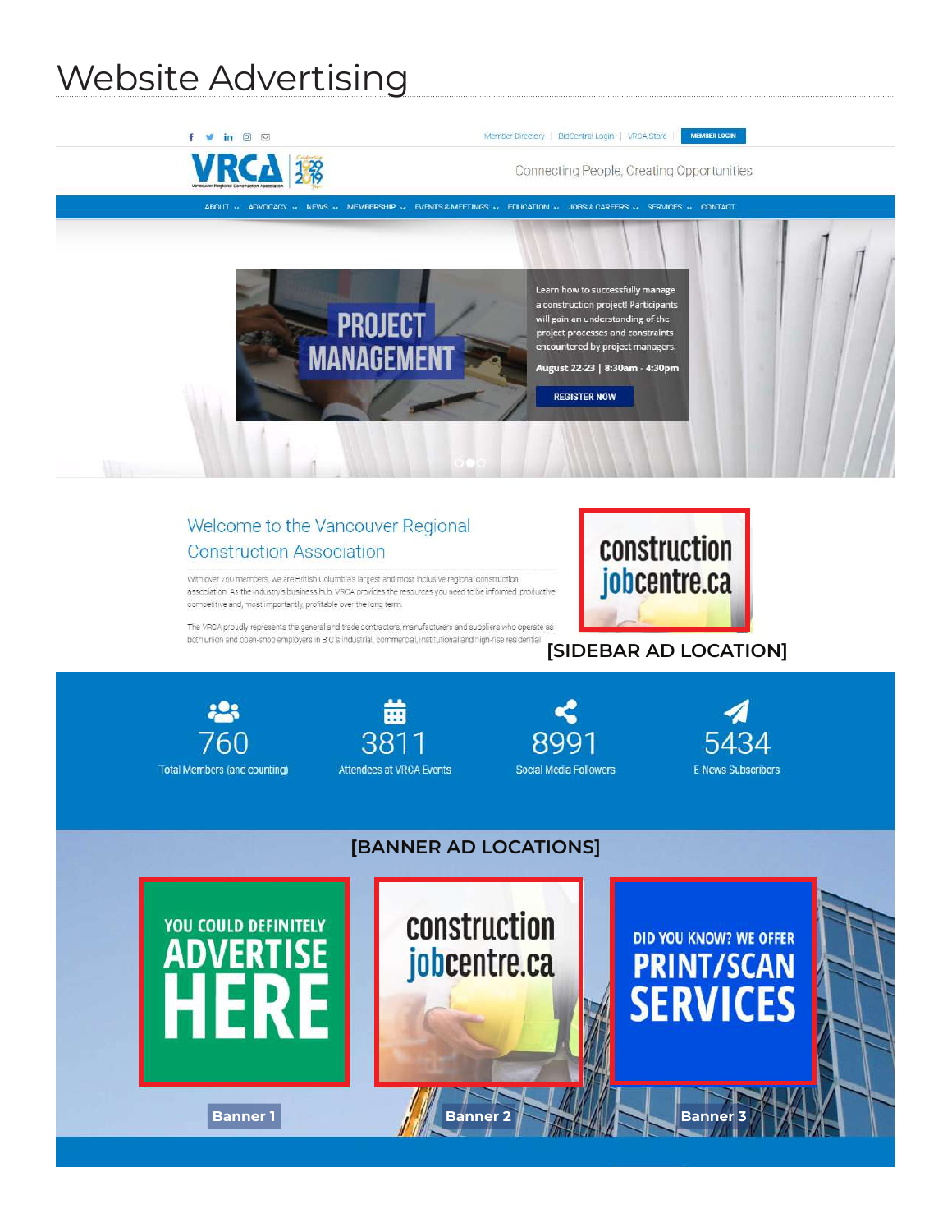# Website Advertising

Member Directory | BidCentral Login | VRCA Store | MEMBER LOGIN

VRCA

Connecting People, Creating Opportunities

ABOUT ⌄ ADVOCACY ⌄ NEWS ⌄ MEMBERSHIP ⌄ EVENTS & MEETINGS ⌄ EDUCATION ⌄ JOBS & CAREERS ⌄ SERVICES ⌄ CONTACT

PROJECT MANAGEMENT

Learn how to successfully manage a construction project! Participants will gain an understanding of the project processes and constraints encountered by project managers.

**August 22-23 | 8:30am - 4:30pm**

REGISTER NOW

## Welcome to the Vancouver Regional Construction Association

With over 760 members, we are British Columbia's largest and most inclusive regional construction association. As the industry's business hub, VRCA provides the resources you need to be informed, productive, competitive and, most importantly, profitable over the long term.

The VRCA proudly represents the general and trade contractors, manufacturers and suppliers who operate as both union and open-shop employers in B.C.'s industrial, commercial, institutional and high-rise residential

constructionjobcentre.ca

**[SIDEBAR AD LOCATION]**

760 Total Members (and counting)

3811 Attendees at VRCA Events

8991 Social Media Followers

5434 E-News Subscribers

**[BANNER AD LOCATIONS]**

YOU COULD DEFINITELY ADVERTISE HERE

constructionjobcentre.ca

DID YOU KNOW? WE OFFER PRINT/SCAN SERVICES

**Banner 1** **Banner 2** **Banner 3**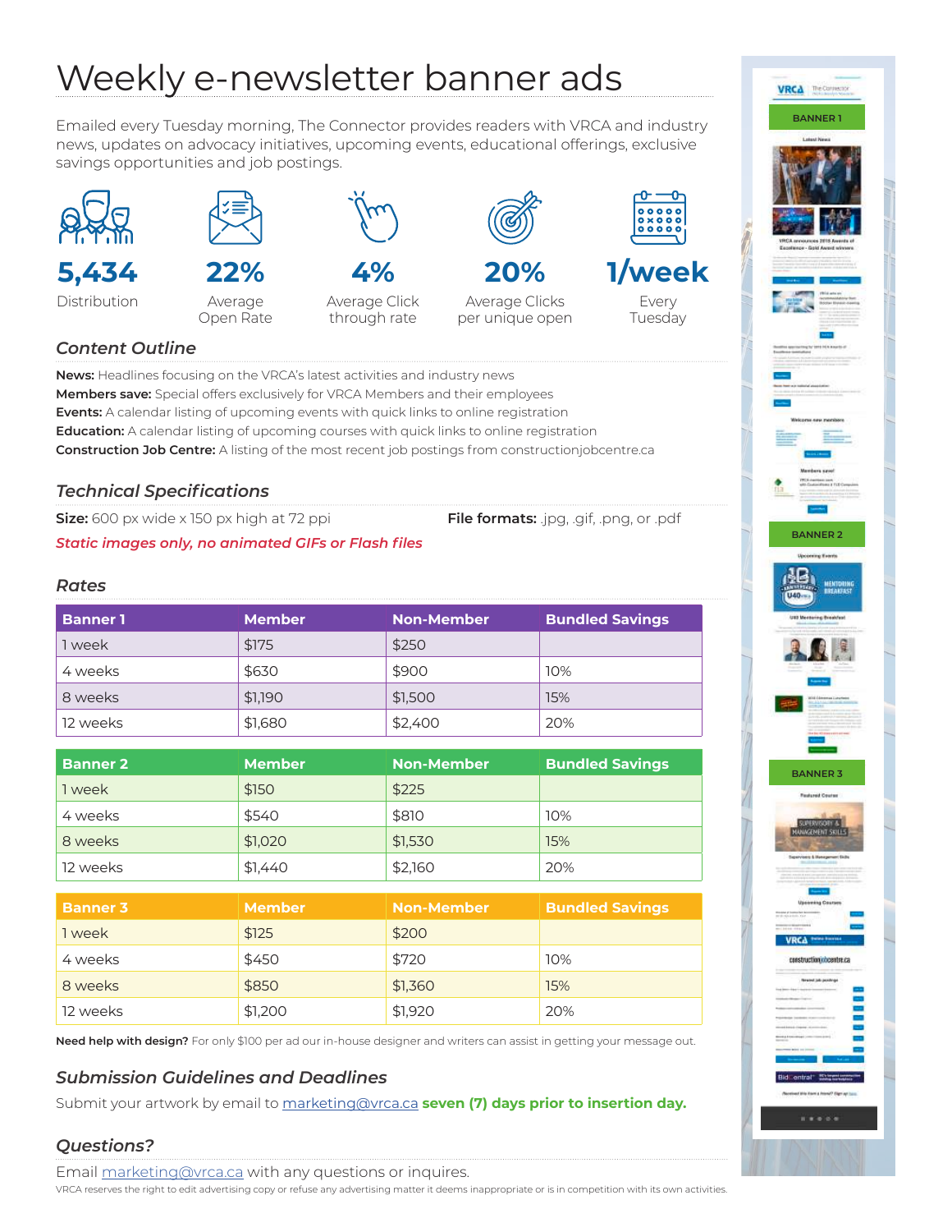# Weekly e-newsletter banner ads

Emailed every Tuesday morning, The Connector provides readers with VRCA and industry news, updates on advocacy initiatives, upcoming events, educational offerings, exclusive savings opportunities and job postings.

**5,434**
Distribution

**22%**
Average Open Rate

**4%**
Average Click through rate

**20%**
Average Clicks per unique open

**1/week**
Every Tuesday

## *Content Outline*

**News:** Headlines focusing on the VRCA's latest activities and industry news
**Members save:** Special offers exclusively for VRCA Members and their employees
**Events:** A calendar listing of upcoming events with quick links to online registration
**Education:** A calendar listing of upcoming courses with quick links to online registration
**Construction Job Centre:** A listing of the most recent job postings from constructionjobcentre.ca

## *Technical Specifications*

**Size:** 600 px wide x 150 px high at 72 ppi

**File formats:** .jpg, .gif, .png, or .pdf

***Static images only, no animated GIFs or Flash files***

## *Rates*

| Banner 1 | Member | Non-Member | Bundled Savings |
|---|---|---|---|
| 1 week | $175 | $250 | |
| 4 weeks | $630 | $900 | 10% |
| 8 weeks | $1,190 | $1,500 | 15% |
| 12 weeks | $1,680 | $2,400 | 20% |

| Banner 2 | Member | Non-Member | Bundled Savings |
|---|---|---|---|
| 1 week | $150 | $225 | |
| 4 weeks | $540 | $810 | 10% |
| 8 weeks | $1,020 | $1,530 | 15% |
| 12 weeks | $1,440 | $2,160 | 20% |

| Banner 3 | Member | Non-Member | Bundled Savings |
|---|---|---|---|
| 1 week | $125 | $200 | |
| 4 weeks | $450 | $720 | 10% |
| 8 weeks | $850 | $1,360 | 15% |
| 12 weeks | $1,200 | $1,920 | 20% |

**Need help with design?** For only $100 per ad our in-house designer and writers can assist in getting your message out.

## *Submission Guidelines and Deadlines*

Submit your artwork by email to marketing@vrca.ca **seven (7) days prior to insertion day.**

## *Questions?*

Email marketing@vrca.ca with any questions or inquires.

VRCA reserves the right to edit advertising copy or refuse any advertising matter it deems inappropriate or is in competition with its own activities.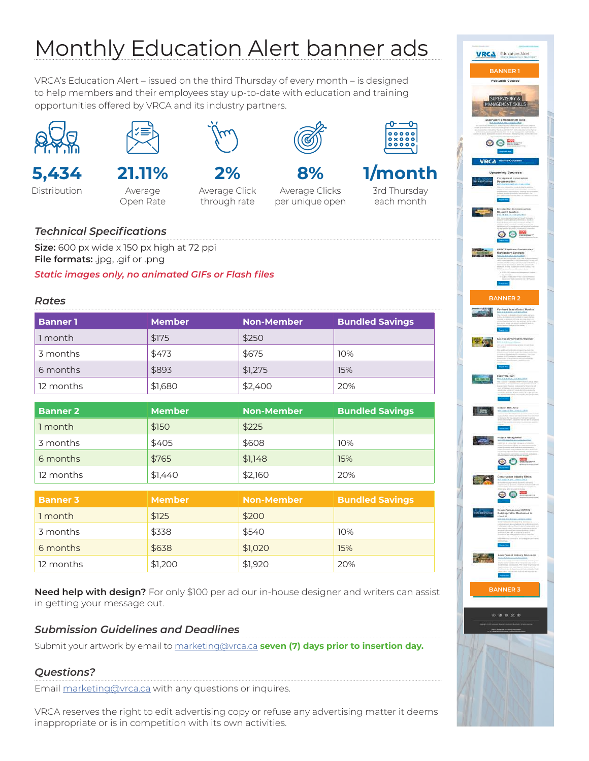# Monthly Education Alert banner ads

VRCA's Education Alert – issued on the third Thursday of every month – is designed to help members and their employees stay up-to-date with education and training opportunities offered by VRCA and its industry partners.

**5,434**
Distribution

**21.11%**
Average Open Rate

**2%**
Average Click through rate

**8%**
Average Clicks per unique open

**1/month**
3rd Thursday each month

### *Technical Specifications*

**Size:** 600 px wide x 150 px high at 72 ppi
**File formats:** .jpg, .gif or .png
*Static images only, no animated GIFs or Flash files*

### *Rates*

| Banner 1 | Member | Non-Member | Bundled Savings |
|---|---|---|---|
| 1 month | $175 | $250 | |
| 3 months | $473 | $675 | 10% |
| 6 months | $893 | $1,275 | 15% |
| 12 months | $1,680 | $2,400 | 20% |

| Banner 2 | Member | Non-Member | Bundled Savings |
|---|---|---|---|
| 1 month | $150 | $225 | |
| 3 months | $405 | $608 | 10% |
| 6 months | $765 | $1,148 | 15% |
| 12 months | $1,440 | $2,160 | 20% |

| Banner 3 | Member | Non-Member | Bundled Savings |
|---|---|---|---|
| 1 month | $125 | $200 | |
| 3 months | $338 | $540 | 10% |
| 6 months | $638 | $1,020 | 15% |
| 12 months | $1,200 | $1,920 | 20% |

**Need help with design?** For only $100 per ad our in-house designer and writers can assist in getting your message out.

### *Submission Guidelines and Deadlines*

Submit your artwork by email to marketing@vrca.ca **seven (7) days prior to insertion day.**

### *Questions?*

Email marketing@vrca.ca with any questions or inquires.

VRCA reserves the right to edit advertising copy or refuse any advertising matter it deems inappropriate or is in competition with its own activities.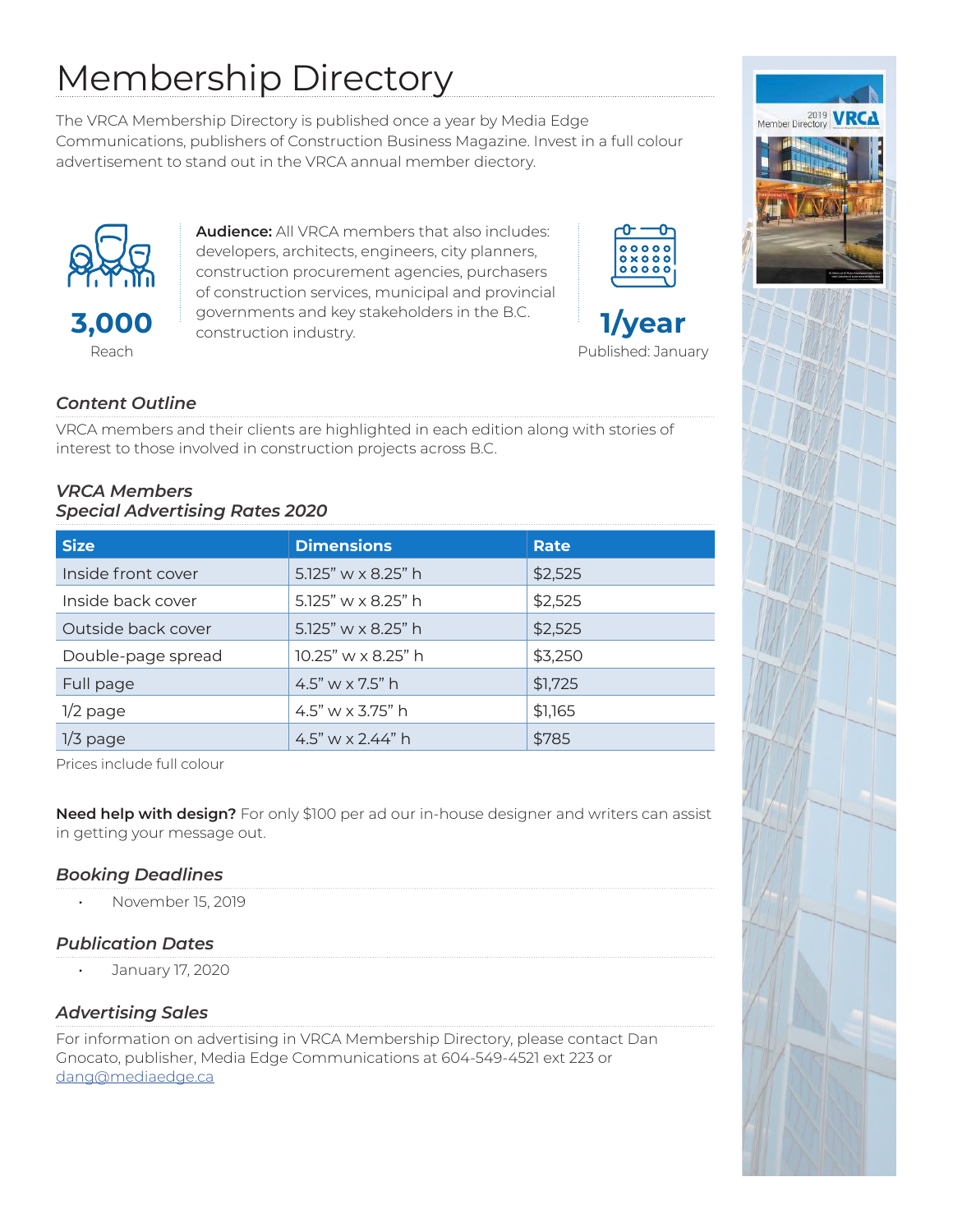# Membership Directory

The VRCA Membership Directory is published once a year by Media Edge Communications, publishers of Construction Business Magazine. Invest in a full colour advertisement to stand out in the VRCA annual member diectory.

**3,000**
Reach

**Audience:** All VRCA members that also includes: developers, architects, engineers, city planners, construction procurement agencies, purchasers of construction services, municipal and provincial governments and key stakeholders in the B.C. construction industry.

**1/year**
Published: January

### *Content Outline*

VRCA members and their clients are highlighted in each edition along with stories of interest to those involved in construction projects across B.C.

### *VRCA Members*
### *Special Advertising Rates 2020*

| Size | Dimensions | Rate |
|---|---|---|
| Inside front cover | 5.125" w x 8.25" h | $2,525 |
| Inside back cover | 5.125" w x 8.25" h | $2,525 |
| Outside back cover | 5.125" w x 8.25" h | $2,525 |
| Double-page spread | 10.25" w x 8.25" h | $3,250 |
| Full page | 4.5" w x 7.5" h | $1,725 |
| 1/2 page | 4.5" w x 3.75" h | $1,165 |
| 1/3 page | 4.5" w x 2.44" h | $785 |

Prices include full colour

**Need help with design?** For only $100 per ad our in-house designer and writers can assist in getting your message out.

### *Booking Deadlines*

- November 15, 2019

### *Publication Dates*

- January 17, 2020

### *Advertising Sales*

For information on advertising in VRCA Membership Directory, please contact Dan Gnocato, publisher, Media Edge Communications at 604-549-4521 ext 223 or dang@mediaedge.ca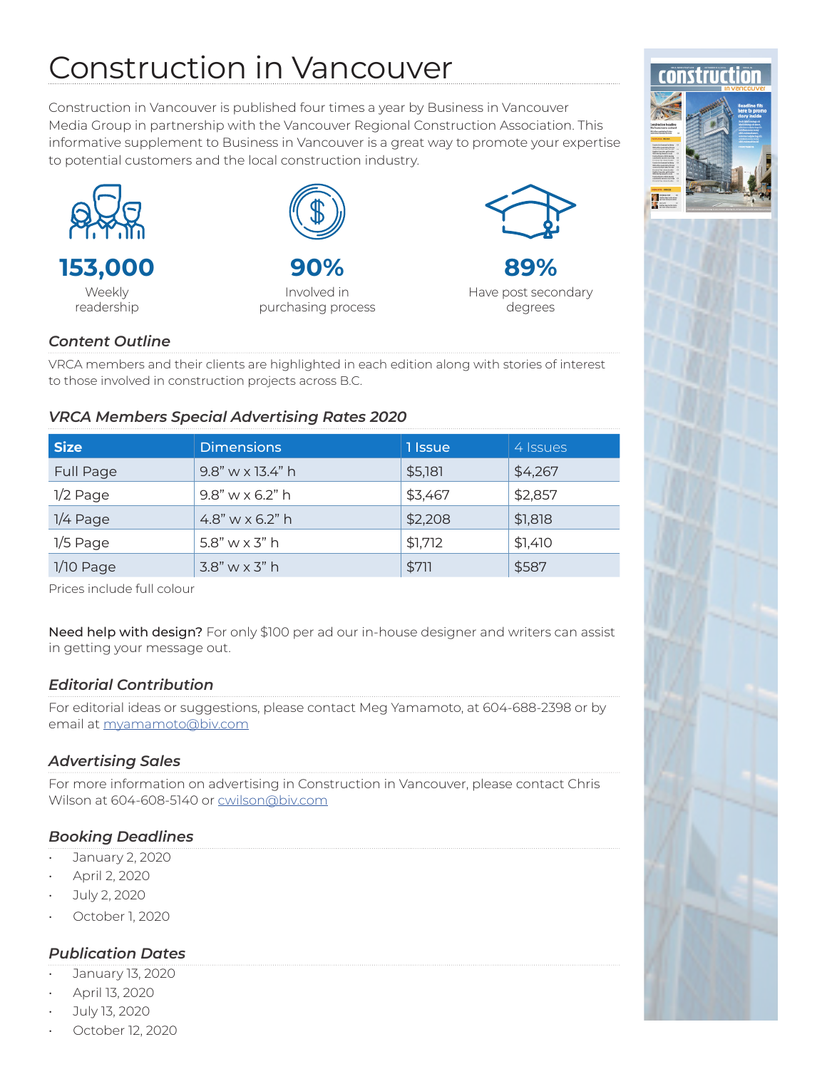# Construction in Vancouver

Construction in Vancouver is published four times a year by Business in Vancouver Media Group in partnership with the Vancouver Regional Construction Association. This informative supplement to Business in Vancouver is a great way to promote your expertise to potential customers and the local construction industry.

**153,000**
Weekly readership

**90%**
Involved in purchasing process

**89%**
Have post secondary degrees

### *Content Outline*

VRCA members and their clients are highlighted in each edition along with stories of interest to those involved in construction projects across B.C.

### *VRCA Members Special Advertising Rates 2020*

| Size | Dimensions | 1 Issue | 4 Issues |
|---|---|---|---|
| Full Page | 9.8" w x 13.4" h | $5,181 | $4,267 |
| 1/2 Page | 9.8" w x 6.2" h | $3,467 | $2,857 |
| 1/4 Page | 4.8" w x 6.2" h | $2,208 | $1,818 |
| 1/5 Page | 5.8" w x 3" h | $1,712 | $1,410 |
| 1/10 Page | 3.8" w x 3" h | $711 | $587 |

Prices include full colour

**Need help with design?** For only $100 per ad our in-house designer and writers can assist in getting your message out.

### *Editorial Contribution*

For editorial ideas or suggestions, please contact Meg Yamamoto, at 604-688-2398 or by email at myamamoto@biv.com

### *Advertising Sales*

For more information on advertising in Construction in Vancouver, please contact Chris Wilson at 604-608-5140 or cwilson@biv.com

### *Booking Deadlines*

- January 2, 2020
- April 2, 2020
- July 2, 2020
- October 1, 2020

### *Publication Dates*

- January 13, 2020
- April 13, 2020
- July 13, 2020
- October 12, 2020